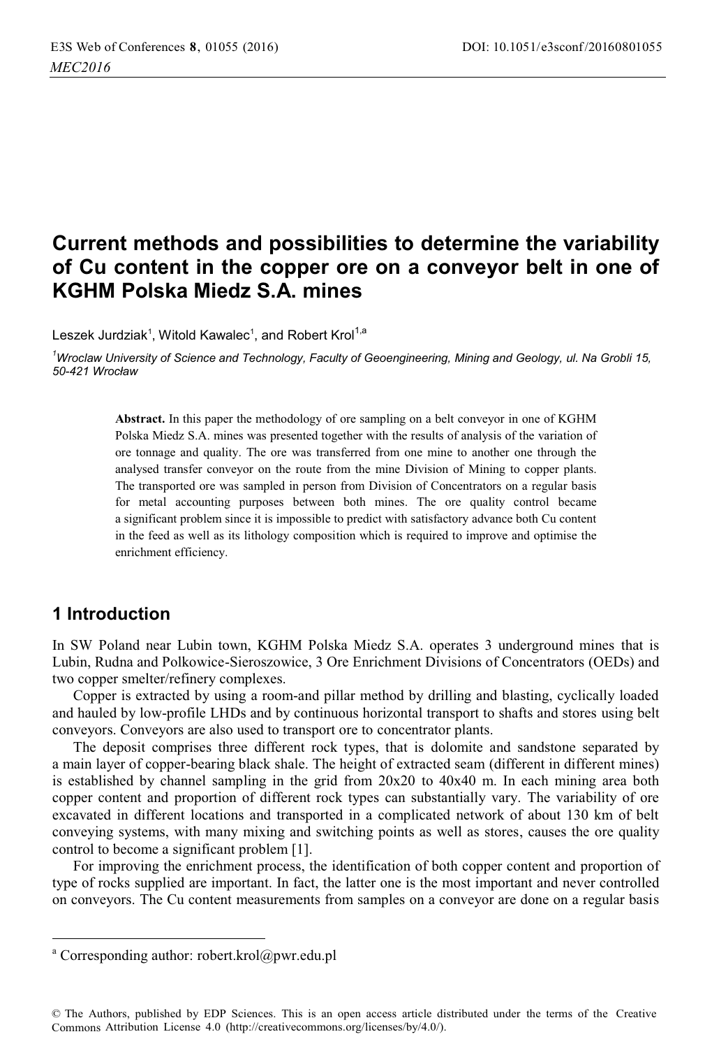# Current methods and possibilities to determine the variability of Cu content in the copper ore on a conveyor belt in one of KGHM Polska Miedz S.A. mines

Leszek Jurdziak[1], Witold Kawalec[1], and Robert Krol[1,a]

[1]*Wroclaw University of Science and Technology, Faculty of Geoengineering, Mining and Geology, ul. Na Grobli 15, 50-421 Wrocław*

**Abstract.** In this paper the methodology of ore sampling on a belt conveyor in one of KGHM Polska Miedz S.A. mines was presented together with the results of analysis of the variation of ore tonnage and quality. The ore was transferred from one mine to another one through the analysed transfer conveyor on the route from the mine Division of Mining to copper plants. The transported ore was sampled in person from Division of Concentrators on a regular basis for metal accounting purposes between both mines. The ore quality control became a significant problem since it is impossible to predict with satisfactory advance both Cu content in the feed as well as its lithology composition which is required to improve and optimise the enrichment efficiency.

## 1 Introduction

In SW Poland near Lubin town, KGHM Polska Miedz S.A. operates 3 underground mines that is Lubin, Rudna and Polkowice-Sieroszowice, 3 Ore Enrichment Divisions of Concentrators (OEDs) and two copper smelter/refinery complexes.

Copper is extracted by using a room-and pillar method by drilling and blasting, cyclically loaded and hauled by low-profile LHDs and by continuous horizontal transport to shafts and stores using belt conveyors. Conveyors are also used to transport ore to concentrator plants.

The deposit comprises three different rock types, that is dolomite and sandstone separated by a main layer of copper-bearing black shale. The height of extracted seam (different in different mines) is established by channel sampling in the grid from 20x20 to 40x40 m. In each mining area both copper content and proportion of different rock types can substantially vary. The variability of ore excavated in different locations and transported in a complicated network of about 130 km of belt conveying systems, with many mixing and switching points as well as stores, causes the ore quality control to become a significant problem [1].

For improving the enrichment process, the identification of both copper content and proportion of type of rocks supplied are important. In fact, the latter one is the most important and never controlled on conveyors. The Cu content measurements from samples on a conveyor are done on a regular basis

---

[a] Corresponding author: robert.krol@pwr.edu.pl

© The Authors, published by EDP Sciences. This is an open access article distributed under the terms of the Creative Commons Attribution License 4.0 (http://creativecommons.org/licenses/by/4.0/).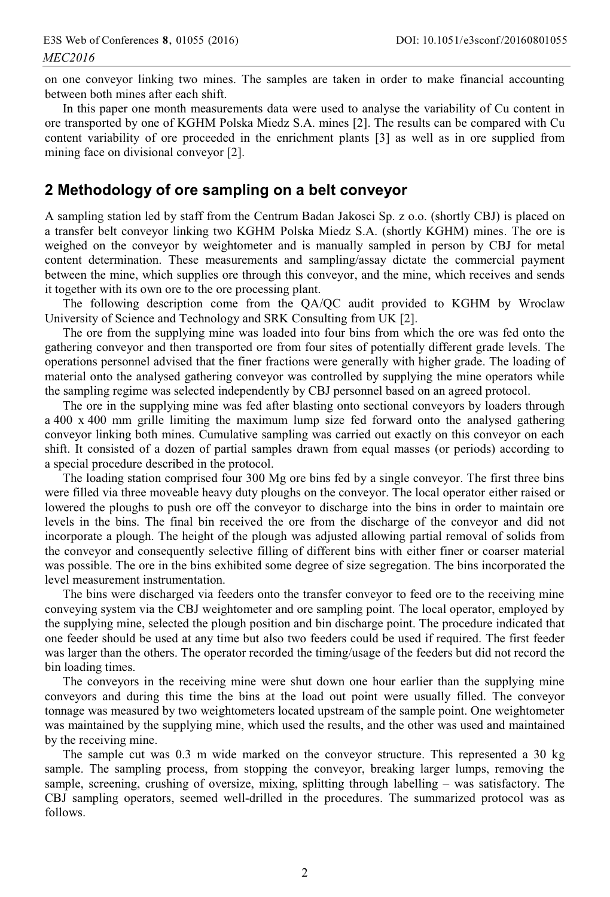on one conveyor linking two mines. The samples are taken in order to make financial accounting between both mines after each shift.

In this paper one month measurements data were used to analyse the variability of Cu content in ore transported by one of KGHM Polska Miedz S.A. mines [2]. The results can be compared with Cu content variability of ore proceeded in the enrichment plants [3] as well as in ore supplied from mining face on divisional conveyor [2].

## 2 Methodology of ore sampling on a belt conveyor

A sampling station led by staff from the Centrum Badan Jakosci Sp. z o.o. (shortly CBJ) is placed on a transfer belt conveyor linking two KGHM Polska Miedz S.A. (shortly KGHM) mines. The ore is weighed on the conveyor by weightometer and is manually sampled in person by CBJ for metal content determination. These measurements and sampling/assay dictate the commercial payment between the mine, which supplies ore through this conveyor, and the mine, which receives and sends it together with its own ore to the ore processing plant.

The following description come from the QA/QC audit provided to KGHM by Wroclaw University of Science and Technology and SRK Consulting from UK [2].

The ore from the supplying mine was loaded into four bins from which the ore was fed onto the gathering conveyor and then transported ore from four sites of potentially different grade levels. The operations personnel advised that the finer fractions were generally with higher grade. The loading of material onto the analysed gathering conveyor was controlled by supplying the mine operators while the sampling regime was selected independently by CBJ personnel based on an agreed protocol.

The ore in the supplying mine was fed after blasting onto sectional conveyors by loaders through a 400 x 400 mm grille limiting the maximum lump size fed forward onto the analysed gathering conveyor linking both mines. Cumulative sampling was carried out exactly on this conveyor on each shift. It consisted of a dozen of partial samples drawn from equal masses (or periods) according to a special procedure described in the protocol.

The loading station comprised four 300 Mg ore bins fed by a single conveyor. The first three bins were filled via three moveable heavy duty ploughs on the conveyor. The local operator either raised or lowered the ploughs to push ore off the conveyor to discharge into the bins in order to maintain ore levels in the bins. The final bin received the ore from the discharge of the conveyor and did not incorporate a plough. The height of the plough was adjusted allowing partial removal of solids from the conveyor and consequently selective filling of different bins with either finer or coarser material was possible. The ore in the bins exhibited some degree of size segregation. The bins incorporated the level measurement instrumentation.

The bins were discharged via feeders onto the transfer conveyor to feed ore to the receiving mine conveying system via the CBJ weightometer and ore sampling point. The local operator, employed by the supplying mine, selected the plough position and bin discharge point. The procedure indicated that one feeder should be used at any time but also two feeders could be used if required. The first feeder was larger than the others. The operator recorded the timing/usage of the feeders but did not record the bin loading times.

The conveyors in the receiving mine were shut down one hour earlier than the supplying mine conveyors and during this time the bins at the load out point were usually filled. The conveyor tonnage was measured by two weightometers located upstream of the sample point. One weightometer was maintained by the supplying mine, which used the results, and the other was used and maintained by the receiving mine.

The sample cut was 0.3 m wide marked on the conveyor structure. This represented a 30 kg sample. The sampling process, from stopping the conveyor, breaking larger lumps, removing the sample, screening, crushing of oversize, mixing, splitting through labelling – was satisfactory. The CBJ sampling operators, seemed well-drilled in the procedures. The summarized protocol was as follows.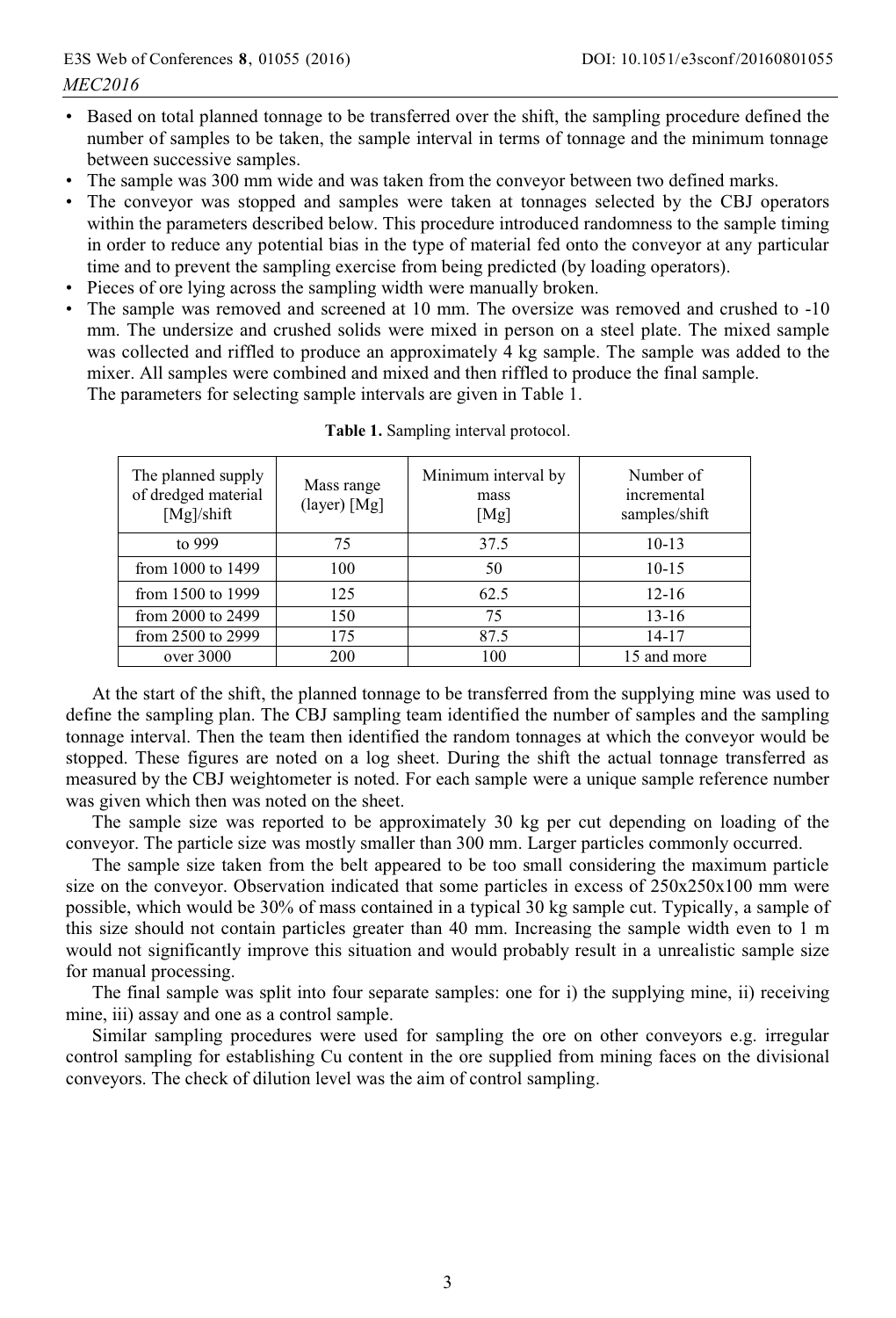- Based on total planned tonnage to be transferred over the shift, the sampling procedure defined the number of samples to be taken, the sample interval in terms of tonnage and the minimum tonnage between successive samples.
- The sample was 300 mm wide and was taken from the conveyor between two defined marks.
- The conveyor was stopped and samples were taken at tonnages selected by the CBJ operators within the parameters described below. This procedure introduced randomness to the sample timing in order to reduce any potential bias in the type of material fed onto the conveyor at any particular time and to prevent the sampling exercise from being predicted (by loading operators).
- Pieces of ore lying across the sampling width were manually broken.
- The sample was removed and screened at 10 mm. The oversize was removed and crushed to -10 mm. The undersize and crushed solids were mixed in person on a steel plate. The mixed sample was collected and riffled to produce an approximately 4 kg sample. The sample was added to the mixer. All samples were combined and mixed and then riffled to produce the final sample.
  The parameters for selecting sample intervals are given in Table 1.

**Table 1.** Sampling interval protocol.

| The planned supply of dredged material [Mg]/shift | Mass range (layer) [Mg] | Minimum interval by mass [Mg] | Number of incremental samples/shift |
|---|---|---|---|
| to 999 | 75 | 37.5 | 10-13 |
| from 1000 to 1499 | 100 | 50 | 10-15 |
| from 1500 to 1999 | 125 | 62.5 | 12-16 |
| from 2000 to 2499 | 150 | 75 | 13-16 |
| from 2500 to 2999 | 175 | 87.5 | 14-17 |
| over 3000 | 200 | 100 | 15 and more |

At the start of the shift, the planned tonnage to be transferred from the supplying mine was used to define the sampling plan. The CBJ sampling team identified the number of samples and the sampling tonnage interval. Then the team then identified the random tonnages at which the conveyor would be stopped. These figures are noted on a log sheet. During the shift the actual tonnage transferred as measured by the CBJ weightometer is noted. For each sample were a unique sample reference number was given which then was noted on the sheet.

The sample size was reported to be approximately 30 kg per cut depending on loading of the conveyor. The particle size was mostly smaller than 300 mm. Larger particles commonly occurred.

The sample size taken from the belt appeared to be too small considering the maximum particle size on the conveyor. Observation indicated that some particles in excess of 250x250x100 mm were possible, which would be 30% of mass contained in a typical 30 kg sample cut. Typically, a sample of this size should not contain particles greater than 40 mm. Increasing the sample width even to 1 m would not significantly improve this situation and would probably result in a unrealistic sample size for manual processing.

The final sample was split into four separate samples: one for i) the supplying mine, ii) receiving mine, iii) assay and one as a control sample.

Similar sampling procedures were used for sampling the ore on other conveyors e.g. irregular control sampling for establishing Cu content in the ore supplied from mining faces on the divisional conveyors. The check of dilution level was the aim of control sampling.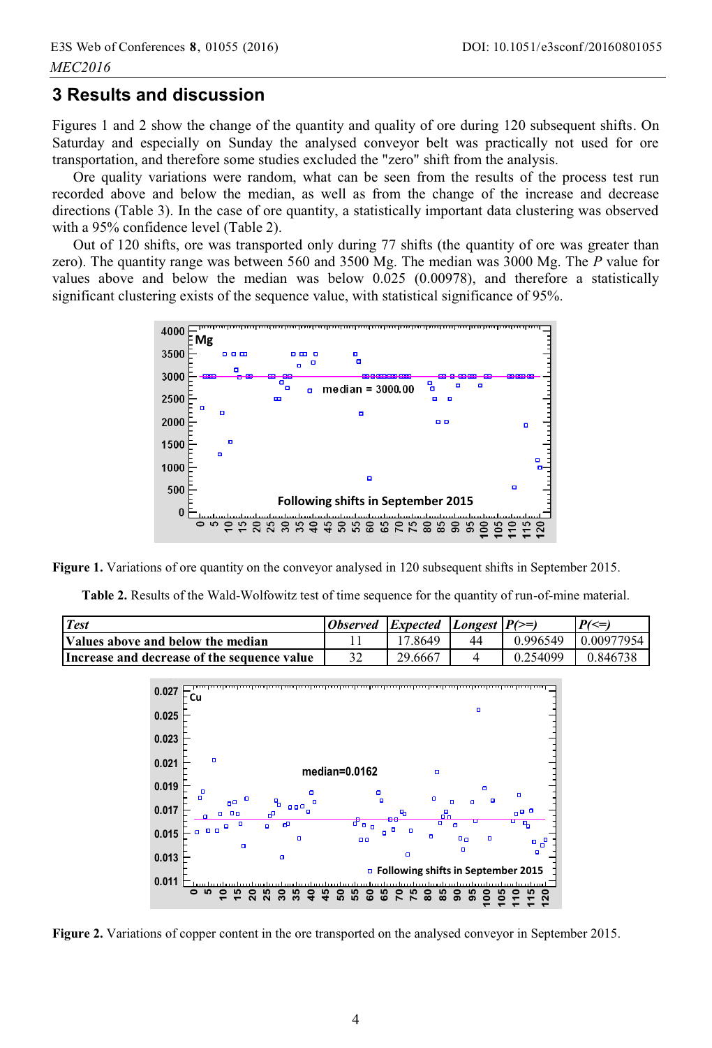## 3 Results and discussion

Figures 1 and 2 show the change of the quantity and quality of ore during 120 subsequent shifts. On Saturday and especially on Sunday the analysed conveyor belt was practically not used for ore transportation, and therefore some studies excluded the "zero" shift from the analysis.

Ore quality variations were random, what can be seen from the results of the process test run recorded above and below the median, as well as from the change of the increase and decrease directions (Table 3). In the case of ore quantity, a statistically important data clustering was observed with a 95% confidence level (Table 2).

Out of 120 shifts, ore was transported only during 77 shifts (the quantity of ore was greater than zero). The quantity range was between 560 and 3500 Mg. The median was 3000 Mg. The *P* value for values above and below the median was below 0.025 (0.00978), and therefore a statistically significant clustering exists of the sequence value, with statistical significance of 95%.

**Figure 1.** Variations of ore quantity on the conveyor analysed in 120 subsequent shifts in September 2015.

**Table 2.** Results of the Wald-Wolfowitz test of time sequence for the quantity of run-of-mine material.

| *Test* | *Observed* | *Expected* | *Longest* | *P(>=)* | *P(<=)* |
|---|---|---|---|---|---|
| **Values above and below the median** | 11 | 17.8649 | 44 | 0.996549 | 0.00977954 |
| **Increase and decrease of the sequence value** | 32 | 29.6667 | 4 | 0.254099 | 0.846738 |

**Figure 2.** Variations of copper content in the ore transported on the analysed conveyor in September 2015.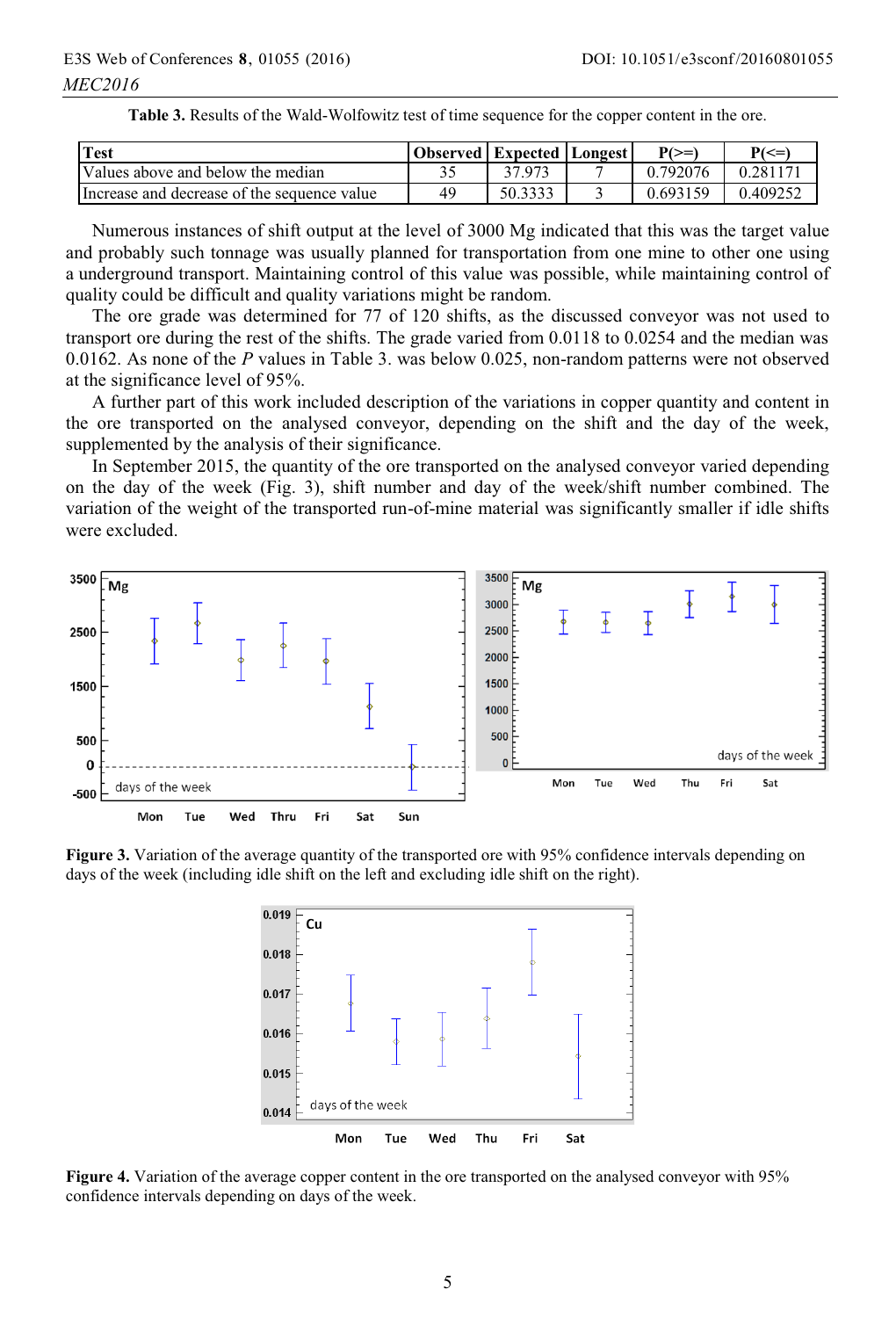**Table 3.** Results of the Wald-Wolfowitz test of time sequence for the copper content in the ore.

| Test | Observed | Expected | Longest | P(>=) | P(<=) |
|---|---|---|---|---|---|
| Values above and below the median | 35 | 37.973 | 7 | 0.792076 | 0.281171 |
| Increase and decrease of the sequence value | 49 | 50.3333 | 3 | 0.693159 | 0.409252 |

Numerous instances of shift output at the level of 3000 Mg indicated that this was the target value and probably such tonnage was usually planned for transportation from one mine to other one using a underground transport. Maintaining control of this value was possible, while maintaining control of quality could be difficult and quality variations might be random.

The ore grade was determined for 77 of 120 shifts, as the discussed conveyor was not used to transport ore during the rest of the shifts. The grade varied from 0.0118 to 0.0254 and the median was 0.0162. As none of the *P* values in Table 3. was below 0.025, non-random patterns were not observed at the significance level of 95%.

A further part of this work included description of the variations in copper quantity and content in the ore transported on the analysed conveyor, depending on the shift and the day of the week, supplemented by the analysis of their significance.

In September 2015, the quantity of the ore transported on the analysed conveyor varied depending on the day of the week (Fig. 3), shift number and day of the week/shift number combined. The variation of the weight of the transported run-of-mine material was significantly smaller if idle shifts were excluded.

**Figure 3.** Variation of the average quantity of the transported ore with 95% confidence intervals depending on days of the week (including idle shift on the left and excluding idle shift on the right).

**Figure 4.** Variation of the average copper content in the ore transported on the analysed conveyor with 95% confidence intervals depending on days of the week.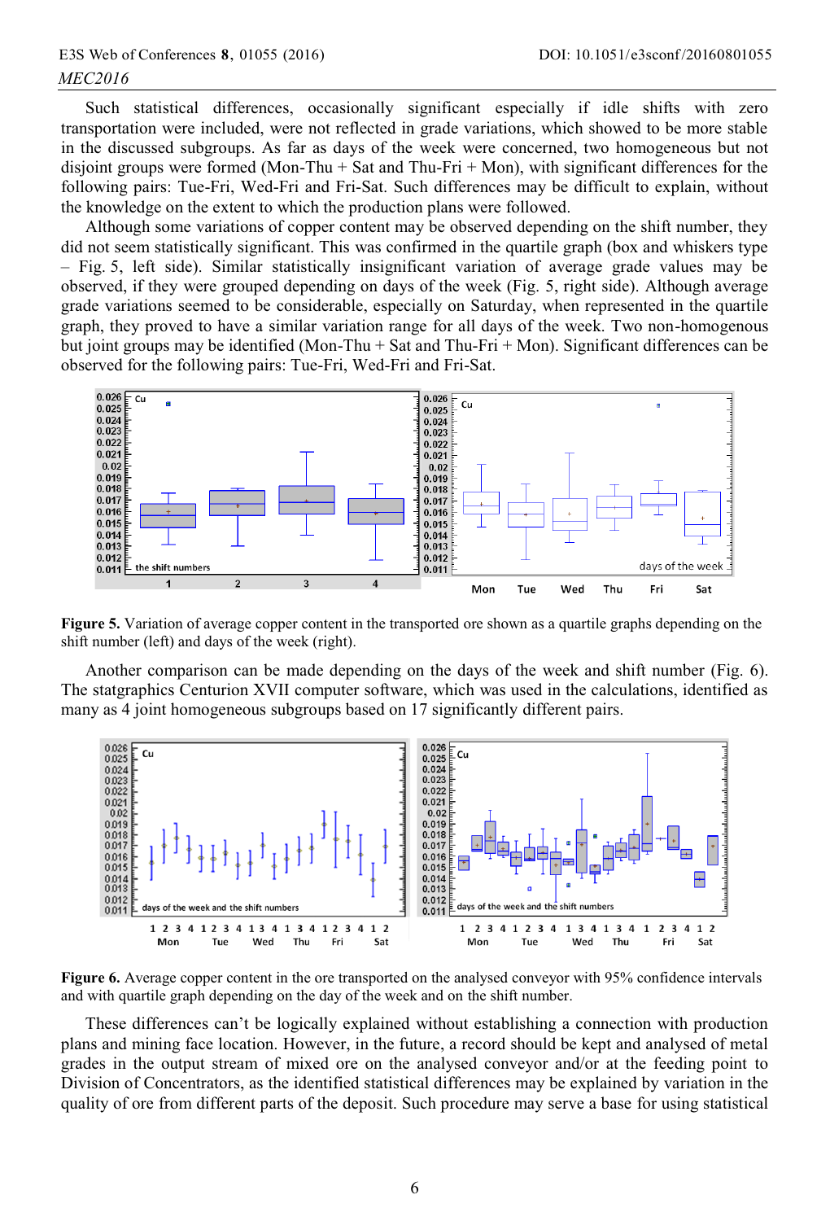Such statistical differences, occasionally significant especially if idle shifts with zero transportation were included, were not reflected in grade variations, which showed to be more stable in the discussed subgroups. As far as days of the week were concerned, two homogeneous but not disjoint groups were formed (Mon-Thu + Sat and Thu-Fri + Mon), with significant differences for the following pairs: Tue-Fri, Wed-Fri and Fri-Sat. Such differences may be difficult to explain, without the knowledge on the extent to which the production plans were followed.

Although some variations of copper content may be observed depending on the shift number, they did not seem statistically significant. This was confirmed in the quartile graph (box and whiskers type – Fig. 5, left side). Similar statistically insignificant variation of average grade values may be observed, if they were grouped depending on days of the week (Fig. 5, right side). Although average grade variations seemed to be considerable, especially on Saturday, when represented in the quartile graph, they proved to have a similar variation range for all days of the week. Two non-homogenous but joint groups may be identified (Mon-Thu + Sat and Thu-Fri + Mon). Significant differences can be observed for the following pairs: Tue-Fri, Wed-Fri and Fri-Sat.

**Figure 5.** Variation of average copper content in the transported ore shown as a quartile graphs depending on the shift number (left) and days of the week (right).

Another comparison can be made depending on the days of the week and shift number (Fig. 6). The statgraphics Centurion XVII computer software, which was used in the calculations, identified as many as 4 joint homogeneous subgroups based on 17 significantly different pairs.

**Figure 6.** Average copper content in the ore transported on the analysed conveyor with 95% confidence intervals and with quartile graph depending on the day of the week and on the shift number.

These differences can't be logically explained without establishing a connection with production plans and mining face location. However, in the future, a record should be kept and analysed of metal grades in the output stream of mixed ore on the analysed conveyor and/or at the feeding point to Division of Concentrators, as the identified statistical differences may be explained by variation in the quality of ore from different parts of the deposit. Such procedure may serve a base for using statistical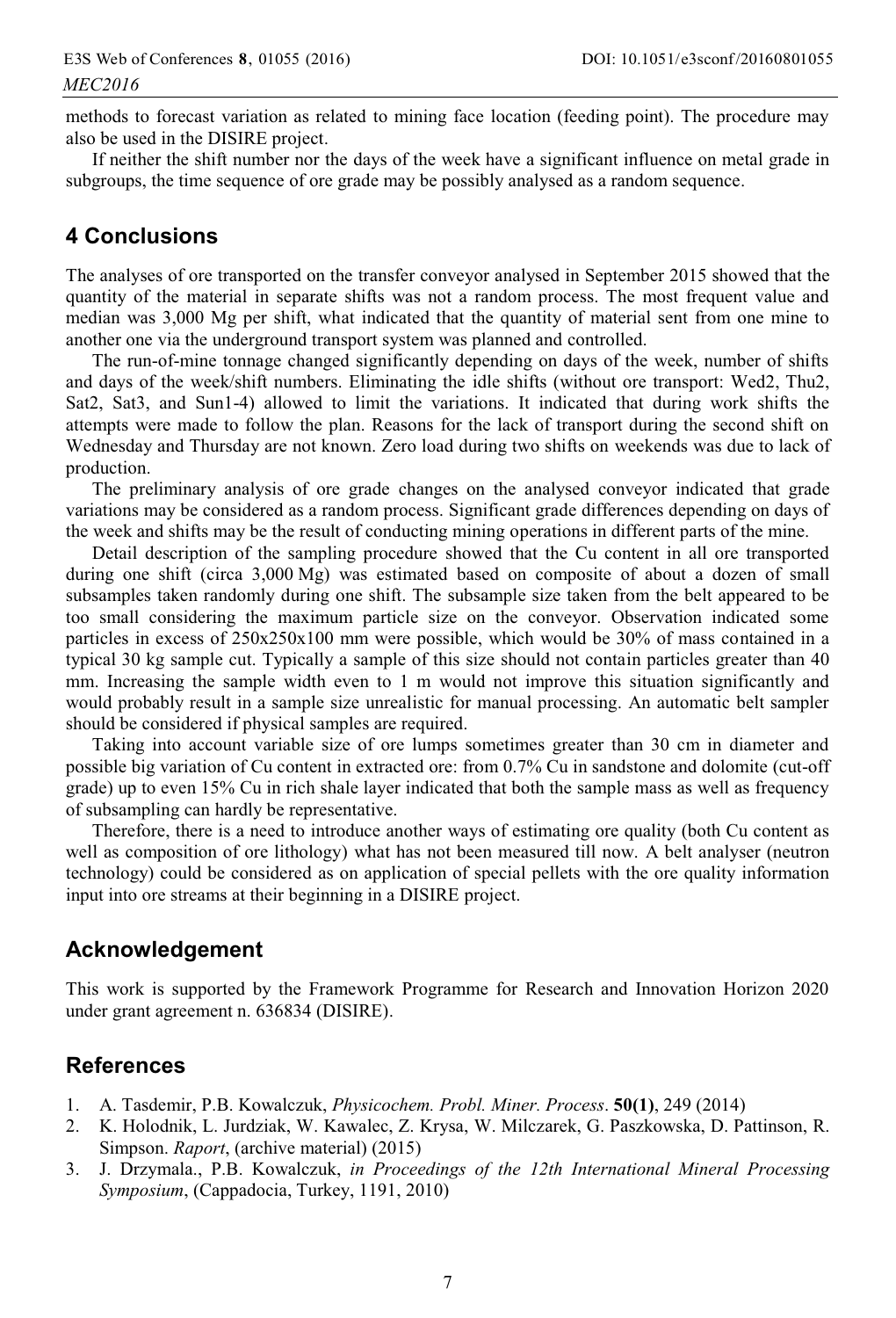methods to forecast variation as related to mining face location (feeding point). The procedure may also be used in the DISIRE project.

If neither the shift number nor the days of the week have a significant influence on metal grade in subgroups, the time sequence of ore grade may be possibly analysed as a random sequence.

## 4 Conclusions

The analyses of ore transported on the transfer conveyor analysed in September 2015 showed that the quantity of the material in separate shifts was not a random process. The most frequent value and median was 3,000 Mg per shift, what indicated that the quantity of material sent from one mine to another one via the underground transport system was planned and controlled.

The run-of-mine tonnage changed significantly depending on days of the week, number of shifts and days of the week/shift numbers. Eliminating the idle shifts (without ore transport: Wed2, Thu2, Sat2, Sat3, and Sun1-4) allowed to limit the variations. It indicated that during work shifts the attempts were made to follow the plan. Reasons for the lack of transport during the second shift on Wednesday and Thursday are not known. Zero load during two shifts on weekends was due to lack of production.

The preliminary analysis of ore grade changes on the analysed conveyor indicated that grade variations may be considered as a random process. Significant grade differences depending on days of the week and shifts may be the result of conducting mining operations in different parts of the mine.

Detail description of the sampling procedure showed that the Cu content in all ore transported during one shift (circa 3,000 Mg) was estimated based on composite of about a dozen of small subsamples taken randomly during one shift. The subsample size taken from the belt appeared to be too small considering the maximum particle size on the conveyor. Observation indicated some particles in excess of 250x250x100 mm were possible, which would be 30% of mass contained in a typical 30 kg sample cut. Typically a sample of this size should not contain particles greater than 40 mm. Increasing the sample width even to 1 m would not improve this situation significantly and would probably result in a sample size unrealistic for manual processing. An automatic belt sampler should be considered if physical samples are required.

Taking into account variable size of ore lumps sometimes greater than 30 cm in diameter and possible big variation of Cu content in extracted ore: from 0.7% Cu in sandstone and dolomite (cut-off grade) up to even 15% Cu in rich shale layer indicated that both the sample mass as well as frequency of subsampling can hardly be representative.

Therefore, there is a need to introduce another ways of estimating ore quality (both Cu content as well as composition of ore lithology) what has not been measured till now. A belt analyser (neutron technology) could be considered as on application of special pellets with the ore quality information input into ore streams at their beginning in a DISIRE project.

## Acknowledgement

This work is supported by the Framework Programme for Research and Innovation Horizon 2020 under grant agreement n. 636834 (DISIRE).

## References

1. A. Tasdemir, P.B. Kowalczuk, *Physicochem. Probl. Miner. Process*. **50(1)**, 249 (2014)
2. K. Holodnik, L. Jurdziak, W. Kawalec, Z. Krysa, W. Milczarek, G. Paszkowska, D. Pattinson, R. Simpson. *Raport*, (archive material) (2015)
3. J. Drzymala., P.B. Kowalczuk, *in Proceedings of the 12th International Mineral Processing Symposium*, (Cappadocia, Turkey, 1191, 2010)